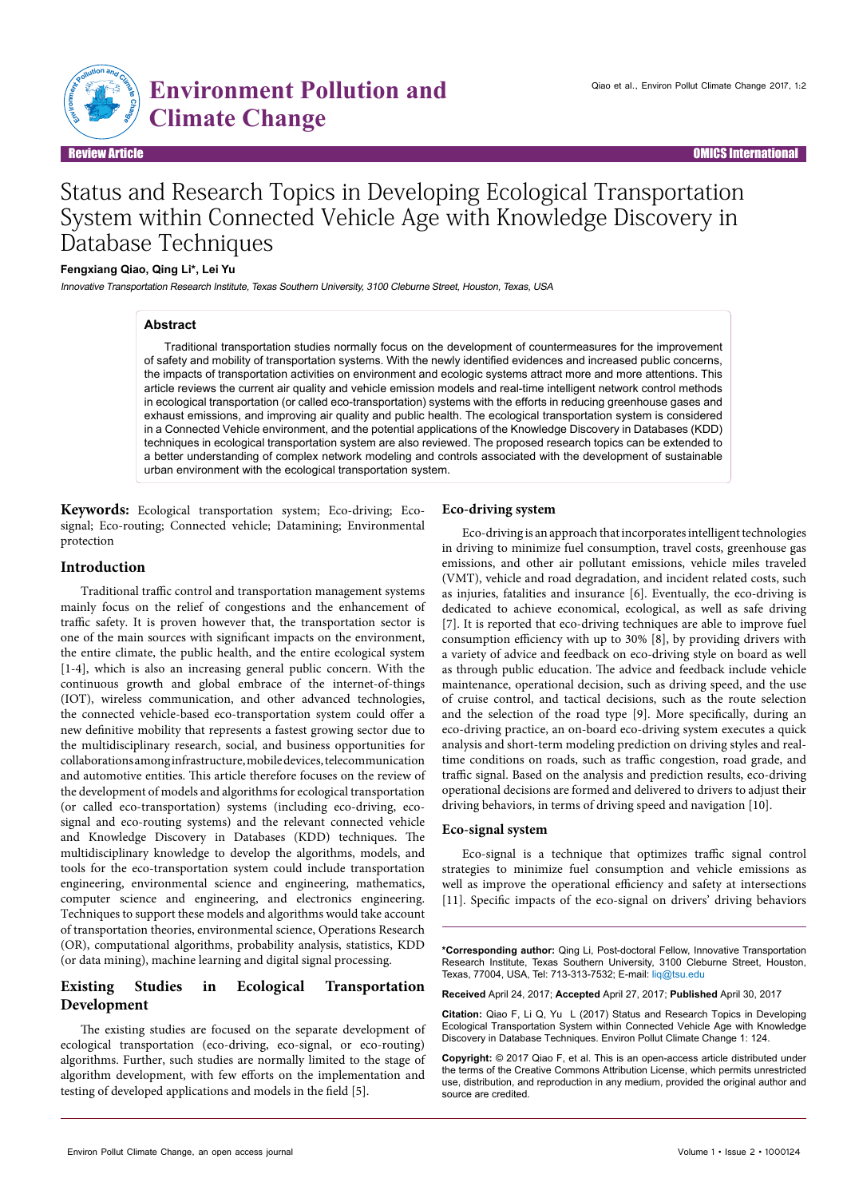Review Article

# Status and Research Topics in Developing Ecological Transportation System within Connected Vehicle Age with Knowledge Discovery in Database Techniques

**Fengxiang Qiao, Qing Li*, Lei Yu**

*Innovative Transportation Research Institute, Texas Southern University, 3100 Cleburne Street, Houston, Texas, USA*

### Abstract

Traditional transportation studies normally focus on the development of countermeasures for the improvement of safety and mobility of transportation systems. With the newly identified evidences and increased public concerns, the impacts of transportation activities on environment and ecologic systems attract more and more attentions. This article reviews the current air quality and vehicle emission models and real-time intelligent network control methods in ecological transportation (or called eco-transportation) systems with the efforts in reducing greenhouse gases and exhaust emissions, and improving air quality and public health. The ecological transportation system is considered in a Connected Vehicle environment, and the potential applications of the Knowledge Discovery in Databases (KDD) techniques in ecological transportation system are also reviewed. The proposed research topics can be extended to a better understanding of complex network modeling and controls associated with the development of sustainable urban environment with the ecological transportation system.

**Keywords:** Ecological transportation system; Eco-driving; Eco-signal; Eco-routing; Connected vehicle; Datamining; Environmental protection

## Introduction

Traditional traffic control and transportation management systems mainly focus on the relief of congestions and the enhancement of traffic safety. It is proven however that, the transportation sector is one of the main sources with significant impacts on the environment, the entire climate, the public health, and the entire ecological system [1-4], which is also an increasing general public concern. With the continuous growth and global embrace of the internet-of-things (IOT), wireless communication, and other advanced technologies, the connected vehicle-based eco-transportation system could offer a new definitive mobility that represents a fastest growing sector due to the multidisciplinary research, social, and business opportunities for collaborations among infrastructure, mobile devices, telecommunication and automotive entities. This article therefore focuses on the review of the development of models and algorithms for ecological transportation (or called eco-transportation) systems (including eco-driving, eco-signal and eco-routing systems) and the relevant connected vehicle and Knowledge Discovery in Databases (KDD) techniques. The multidisciplinary knowledge to develop the algorithms, models, and tools for the eco-transportation system could include transportation engineering, environmental science and engineering, mathematics, computer science and engineering, and electronics engineering. Techniques to support these models and algorithms would take account of transportation theories, environmental science, Operations Research (OR), computational algorithms, probability analysis, statistics, KDD (or data mining), machine learning and digital signal processing.

## Existing Studies in Ecological Transportation Development

The existing studies are focused on the separate development of ecological transportation (eco-driving, eco-signal, or eco-routing) algorithms. Further, such studies are normally limited to the stage of algorithm development, with few efforts on the implementation and testing of developed applications and models in the field [5].

### Eco-driving system

Eco-driving is an approach that incorporates intelligent technologies in driving to minimize fuel consumption, travel costs, greenhouse gas emissions, and other air pollutant emissions, vehicle miles traveled (VMT), vehicle and road degradation, and incident related costs, such as injuries, fatalities and insurance [6]. Eventually, the eco-driving is dedicated to achieve economical, ecological, as well as safe driving [7]. It is reported that eco-driving techniques are able to improve fuel consumption efficiency with up to 30% [8], by providing drivers with a variety of advice and feedback on eco-driving style on board as well as through public education. The advice and feedback include vehicle maintenance, operational decision, such as driving speed, and the use of cruise control, and tactical decisions, such as the route selection and the selection of the road type [9]. More specifically, during an eco-driving practice, an on-board eco-driving system executes a quick analysis and short-term modeling prediction on driving styles and real-time conditions on roads, such as traffic congestion, road grade, and traffic signal. Based on the analysis and prediction results, eco-driving operational decisions are formed and delivered to drivers to adjust their driving behaviors, in terms of driving speed and navigation [10].

### Eco-signal system

Eco-signal is a technique that optimizes traffic signal control strategies to minimize fuel consumption and vehicle emissions as well as improve the operational efficiency and safety at intersections [11]. Specific impacts of the eco-signal on drivers' driving behaviors

---

***Corresponding author:** Qing Li, Post-doctoral Fellow, Innovative Transportation Research Institute, Texas Southern University, 3100 Cleburne Street, Houston, Texas, 77004, USA, Tel: 713-313-7532; E-mail: liq@tsu.edu

**Received** April 24, 2017; **Accepted** April 27, 2017; **Published** April 30, 2017

**Citation:** Qiao F, Li Q, Yu L (2017) Status and Research Topics in Developing Ecological Transportation System within Connected Vehicle Age with Knowledge Discovery in Database Techniques. Environ Pollut Climate Change 1: 124.

**Copyright:** © 2017 Qiao F, et al. This is an open-access article distributed under the terms of the Creative Commons Attribution License, which permits unrestricted use, distribution, and reproduction in any medium, provided the original author and source are credited.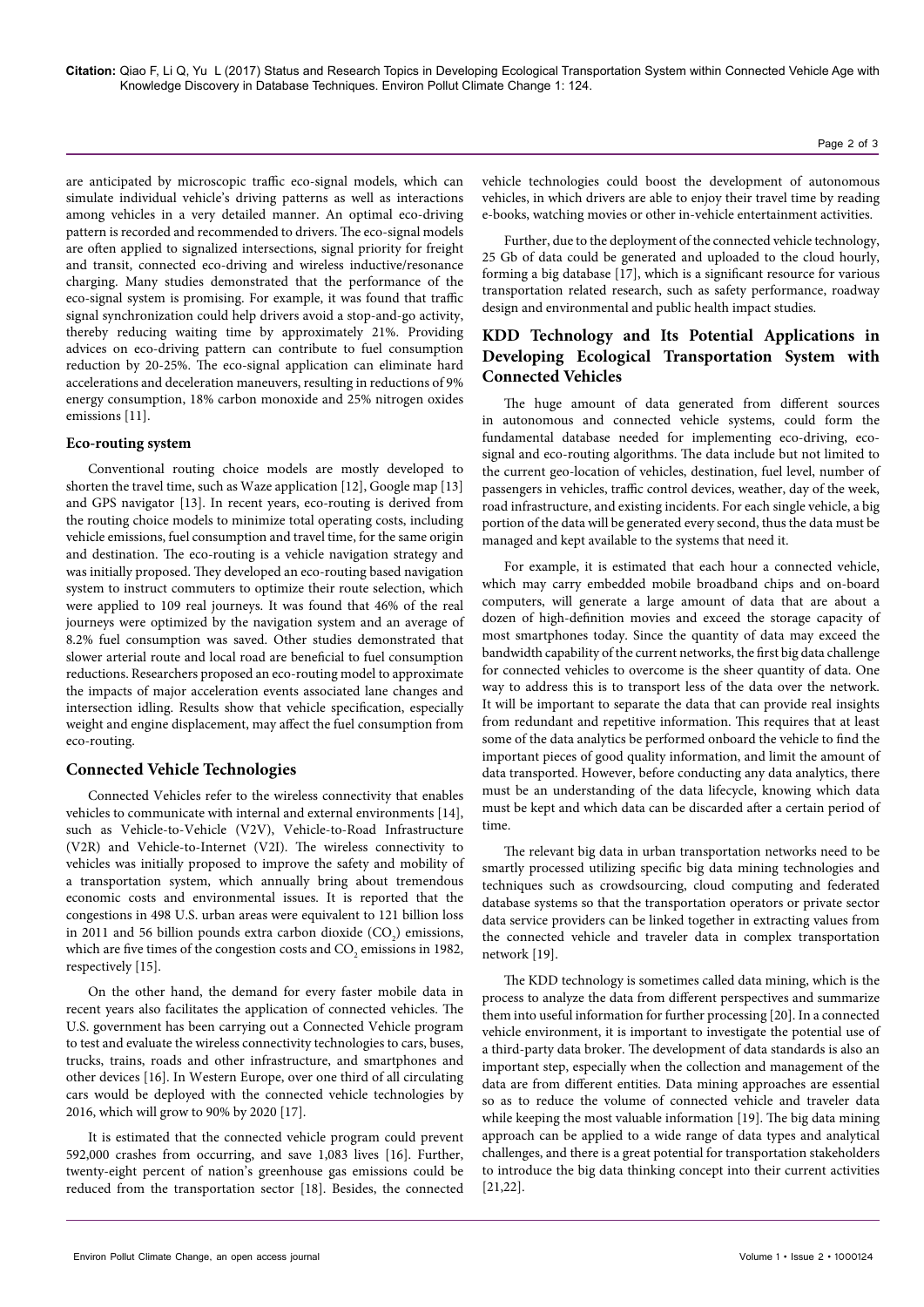are anticipated by microscopic traffic eco-signal models, which can simulate individual vehicle's driving patterns as well as interactions among vehicles in a very detailed manner. An optimal eco-driving pattern is recorded and recommended to drivers. The eco-signal models are often applied to signalized intersections, signal priority for freight and transit, connected eco-driving and wireless inductive/resonance charging. Many studies demonstrated that the performance of the eco-signal system is promising. For example, it was found that traffic signal synchronization could help drivers avoid a stop-and-go activity, thereby reducing waiting time by approximately 21%. Providing advices on eco-driving pattern can contribute to fuel consumption reduction by 20-25%. The eco-signal application can eliminate hard accelerations and deceleration maneuvers, resulting in reductions of 9% energy consumption, 18% carbon monoxide and 25% nitrogen oxides emissions [11].

### Eco-routing system

Conventional routing choice models are mostly developed to shorten the travel time, such as Waze application [12], Google map [13] and GPS navigator [13]. In recent years, eco-routing is derived from the routing choice models to minimize total operating costs, including vehicle emissions, fuel consumption and travel time, for the same origin and destination. The eco-routing is a vehicle navigation strategy and was initially proposed. They developed an eco-routing based navigation system to instruct commuters to optimize their route selection, which were applied to 109 real journeys. It was found that 46% of the real journeys were optimized by the navigation system and an average of 8.2% fuel consumption was saved. Other studies demonstrated that slower arterial route and local road are beneficial to fuel consumption reductions. Researchers proposed an eco-routing model to approximate the impacts of major acceleration events associated lane changes and intersection idling. Results show that vehicle specification, especially weight and engine displacement, may affect the fuel consumption from eco-routing.

## Connected Vehicle Technologies

Connected Vehicles refer to the wireless connectivity that enables vehicles to communicate with internal and external environments [14], such as Vehicle-to-Vehicle (V2V), Vehicle-to-Road Infrastructure (V2R) and Vehicle-to-Internet (V2I). The wireless connectivity to vehicles was initially proposed to improve the safety and mobility of a transportation system, which annually bring about tremendous economic costs and environmental issues. It is reported that the congestions in 498 U.S. urban areas were equivalent to 121 billion loss in 2011 and 56 billion pounds extra carbon dioxide ($CO_2$) emissions, which are five times of the congestion costs and $CO_2$ emissions in 1982, respectively [15].

On the other hand, the demand for every faster mobile data in recent years also facilitates the application of connected vehicles. The U.S. government has been carrying out a Connected Vehicle program to test and evaluate the wireless connectivity technologies to cars, buses, trucks, trains, roads and other infrastructure, and smartphones and other devices [16]. In Western Europe, over one third of all circulating cars would be deployed with the connected vehicle technologies by 2016, which will grow to 90% by 2020 [17].

It is estimated that the connected vehicle program could prevent 592,000 crashes from occurring, and save 1,083 lives [16]. Further, twenty-eight percent of nation's greenhouse gas emissions could be reduced from the transportation sector [18]. Besides, the connected vehicle technologies could boost the development of autonomous vehicles, in which drivers are able to enjoy their travel time by reading e-books, watching movies or other in-vehicle entertainment activities.

Further, due to the deployment of the connected vehicle technology, 25 Gb of data could be generated and uploaded to the cloud hourly, forming a big database [17], which is a significant resource for various transportation related research, such as safety performance, roadway design and environmental and public health impact studies.

## KDD Technology and Its Potential Applications in Developing Ecological Transportation System with Connected Vehicles

The huge amount of data generated from different sources in autonomous and connected vehicle systems, could form the fundamental database needed for implementing eco-driving, eco-signal and eco-routing algorithms. The data include but not limited to the current geo-location of vehicles, destination, fuel level, number of passengers in vehicles, traffic control devices, weather, day of the week, road infrastructure, and existing incidents. For each single vehicle, a big portion of the data will be generated every second, thus the data must be managed and kept available to the systems that need it.

For example, it is estimated that each hour a connected vehicle, which may carry embedded mobile broadband chips and on-board computers, will generate a large amount of data that are about a dozen of high-definition movies and exceed the storage capacity of most smartphones today. Since the quantity of data may exceed the bandwidth capability of the current networks, the first big data challenge for connected vehicles to overcome is the sheer quantity of data. One way to address this is to transport less of the data over the network. It will be important to separate the data that can provide real insights from redundant and repetitive information. This requires that at least some of the data analytics be performed onboard the vehicle to find the important pieces of good quality information, and limit the amount of data transported. However, before conducting any data analytics, there must be an understanding of the data lifecycle, knowing which data must be kept and which data can be discarded after a certain period of time.

The relevant big data in urban transportation networks need to be smartly processed utilizing specific big data mining technologies and techniques such as crowdsourcing, cloud computing and federated database systems so that the transportation operators or private sector data service providers can be linked together in extracting values from the connected vehicle and traveler data in complex transportation network [19].

The KDD technology is sometimes called data mining, which is the process to analyze the data from different perspectives and summarize them into useful information for further processing [20]. In a connected vehicle environment, it is important to investigate the potential use of a third-party data broker. The development of data standards is also an important step, especially when the collection and management of the data are from different entities. Data mining approaches are essential so as to reduce the volume of connected vehicle and traveler data while keeping the most valuable information [19]. The big data mining approach can be applied to a wide range of data types and analytical challenges, and there is a great potential for transportation stakeholders to introduce the big data thinking concept into their current activities [21,22].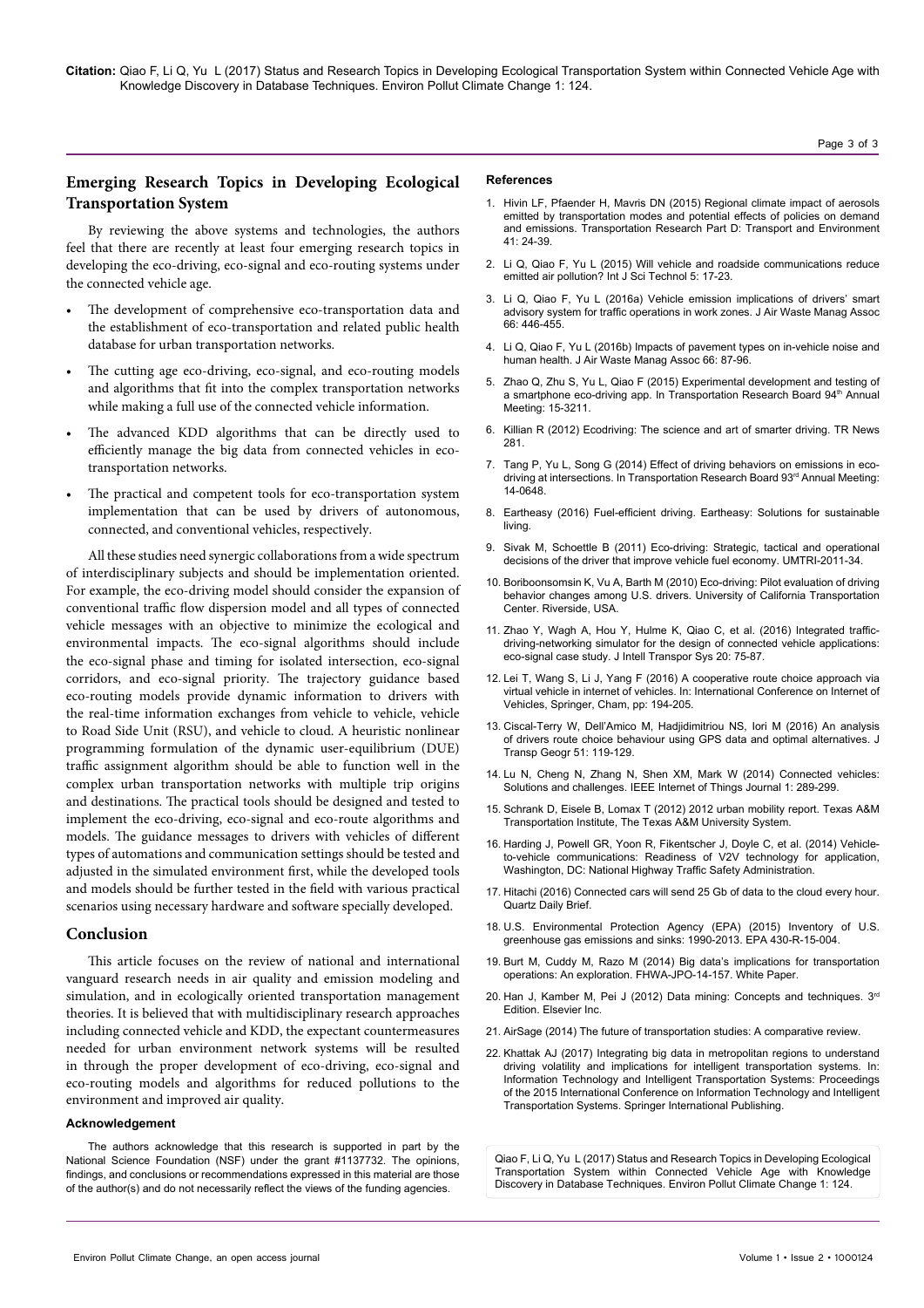## Emerging Research Topics in Developing Ecological Transportation System

By reviewing the above systems and technologies, the authors feel that there are recently at least four emerging research topics in developing the eco-driving, eco-signal and eco-routing systems under the connected vehicle age.

- The development of comprehensive eco-transportation data and the establishment of eco-transportation and related public health database for urban transportation networks.
- The cutting age eco-driving, eco-signal, and eco-routing models and algorithms that fit into the complex transportation networks while making a full use of the connected vehicle information.
- The advanced KDD algorithms that can be directly used to efficiently manage the big data from connected vehicles in eco-transportation networks.
- The practical and competent tools for eco-transportation system implementation that can be used by drivers of autonomous, connected, and conventional vehicles, respectively.

All these studies need synergic collaborations from a wide spectrum of interdisciplinary subjects and should be implementation oriented. For example, the eco-driving model should consider the expansion of conventional traffic flow dispersion model and all types of connected vehicle messages with an objective to minimize the ecological and environmental impacts. The eco-signal algorithms should include the eco-signal phase and timing for isolated intersection, eco-signal corridors, and eco-signal priority. The trajectory guidance based eco-routing models provide dynamic information to drivers with the real-time information exchanges from vehicle to vehicle, vehicle to Road Side Unit (RSU), and vehicle to cloud. A heuristic nonlinear programming formulation of the dynamic user-equilibrium (DUE) traffic assignment algorithm should be able to function well in the complex urban transportation networks with multiple trip origins and destinations. The practical tools should be designed and tested to implement the eco-driving, eco-signal and eco-route algorithms and models. The guidance messages to drivers with vehicles of different types of automations and communication settings should be tested and adjusted in the simulated environment first, while the developed tools and models should be further tested in the field with various practical scenarios using necessary hardware and software specially developed.

## Conclusion

This article focuses on the review of national and international vanguard research needs in air quality and emission modeling and simulation, and in ecologically oriented transportation management theories. It is believed that with multidisciplinary research approaches including connected vehicle and KDD, the expectant countermeasures needed for urban environment network systems will be resulted in through the proper development of eco-driving, eco-signal and eco-routing models and algorithms for reduced pollutions to the environment and improved air quality.

### Acknowledgement

The authors acknowledge that this research is supported in part by the National Science Foundation (NSF) under the grant #1137732. The opinions, findings, and conclusions or recommendations expressed in this material are those of the author(s) and do not necessarily reflect the views of the funding agencies.

### References

1. Hivin LF, Pfaender H, Mavris DN (2015) Regional climate impact of aerosols emitted by transportation modes and potential effects of policies on demand and emissions. Transportation Research Part D: Transport and Environment 41: 24-39.
2. Li Q, Qiao F, Yu L (2015) Will vehicle and roadside communications reduce emitted air pollution? Int J Sci Technol 5: 17-23.
3. Li Q, Qiao F, Yu L (2016a) Vehicle emission implications of drivers' smart advisory system for traffic operations in work zones. J Air Waste Manag Assoc 66: 446-455.
4. Li Q, Qiao F, Yu L (2016b) Impacts of pavement types on in-vehicle noise and human health. J Air Waste Manag Assoc 66: 87-96.
5. Zhao Q, Zhu S, Yu L, Qiao F (2015) Experimental development and testing of a smartphone eco-driving app. In Transportation Research Board 94th Annual Meeting: 15-3211.
6. Killian R (2012) Ecodriving: The science and art of smarter driving. TR News 281.
7. Tang P, Yu L, Song G (2014) Effect of driving behaviors on emissions in eco-driving at intersections. In Transportation Research Board 93rd Annual Meeting: 14-0648.
8. Eartheasy (2016) Fuel-efficient driving. Eartheasy: Solutions for sustainable living.
9. Sivak M, Schoettle B (2011) Eco-driving: Strategic, tactical and operational decisions of the driver that improve vehicle fuel economy. UMTRI-2011-34.
10. Boriboonsomsin K, Vu A, Barth M (2010) Eco-driving: Pilot evaluation of driving behavior changes among U.S. drivers. University of California Transportation Center. Riverside, USA.
11. Zhao Y, Wagh A, Hou Y, Hulme K, Qiao C, et al. (2016) Integrated traffic-driving-networking simulator for the design of connected vehicle applications: eco-signal case study. J Intell Transpor Sys 20: 75-87.
12. Lei T, Wang S, Li J, Yang F (2016) A cooperative route choice approach via virtual vehicle in internet of vehicles. In: International Conference on Internet of Vehicles, Springer, Cham, pp: 194-205.
13. Ciscal-Terry W, Dell'Amico M, Hadjidimitriou NS, Iori M (2016) An analysis of drivers route choice behaviour using GPS data and optimal alternatives. J Transp Geogr 51: 119-129.
14. Lu N, Cheng N, Zhang N, Shen XM, Mark W (2014) Connected vehicles: Solutions and challenges. IEEE Internet of Things Journal 1: 289-299.
15. Schrank D, Eisele B, Lomax T (2012) 2012 urban mobility report. Texas A&M Transportation Institute, The Texas A&M University System.
16. Harding J, Powell GR, Yoon R, Fikentscher J, Doyle C, et al. (2014) Vehicle-to-vehicle communications: Readiness of V2V technology for application, Washington, DC: National Highway Traffic Safety Administration.
17. Hitachi (2016) Connected cars will send 25 Gb of data to the cloud every hour. Quartz Daily Brief.
18. U.S. Environmental Protection Agency (EPA) (2015) Inventory of U.S. greenhouse gas emissions and sinks: 1990-2013. EPA 430-R-15-004.
19. Burt M, Cuddy M, Razo M (2014) Big data's implications for transportation operations: An exploration. FHWA-JPO-14-157. White Paper.
20. Han J, Kamber M, Pei J (2012) Data mining: Concepts and techniques. 3rd Edition. Elsevier Inc.
21. AirSage (2014) The future of transportation studies: A comparative review.
22. Khattak AJ (2017) Integrating big data in metropolitan regions to understand driving volatility and implications for intelligent transportation systems. In: Information Technology and Intelligent Transportation Systems: Proceedings of the 2015 International Conference on Information Technology and Intelligent Transportation Systems. Springer International Publishing.

Qiao F, Li Q, Yu L (2017) Status and Research Topics in Developing Ecological Transportation System within Connected Vehicle Age with Knowledge Discovery in Database Techniques. Environ Pollut Climate Change 1: 124.